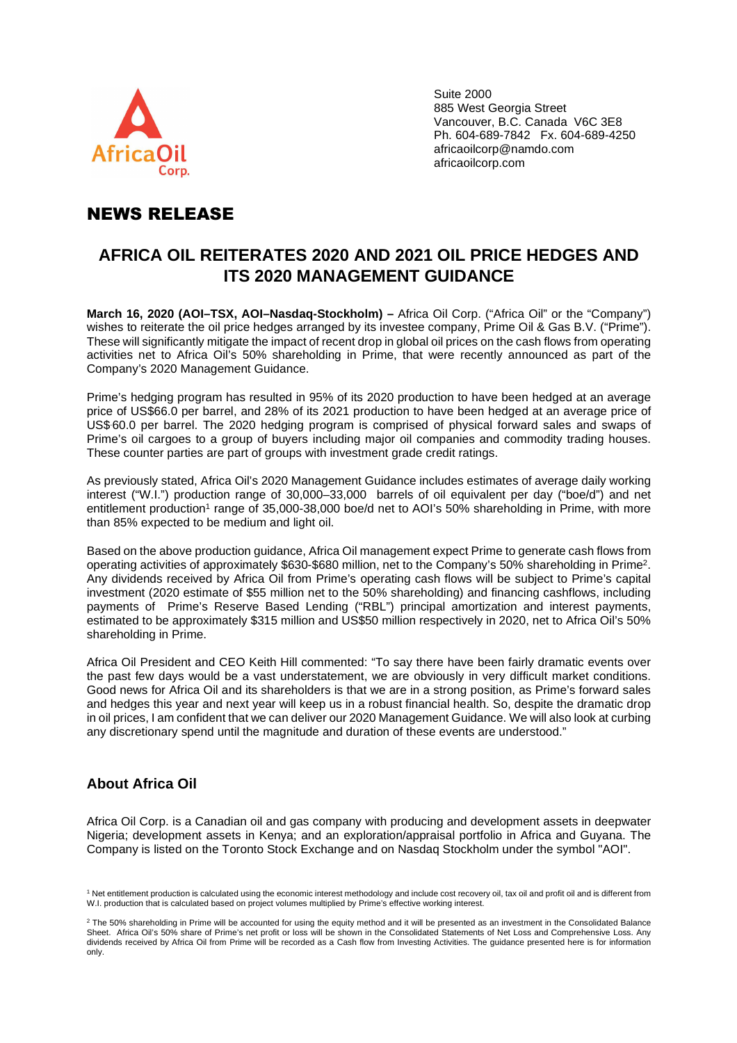Suite 2000
885 West Georgia Street
Vancouver, B.C. Canada V6C 3E8
Ph. 604-689-7842 Fx. 604-689-4250
africaoilcorp@namdo.com
africaoilcorp.com

# NEWS RELEASE

## AFRICA OIL REITERATES 2020 AND 2021 OIL PRICE HEDGES AND ITS 2020 MANAGEMENT GUIDANCE

**March 16, 2020 (AOI–TSX, AOI–Nasdaq-Stockholm) –** Africa Oil Corp. ("Africa Oil" or the "Company") wishes to reiterate the oil price hedges arranged by its investee company, Prime Oil & Gas B.V. ("Prime"). These will significantly mitigate the impact of recent drop in global oil prices on the cash flows from operating activities net to Africa Oil's 50% shareholding in Prime, that were recently announced as part of the Company's 2020 Management Guidance.

Prime's hedging program has resulted in 95% of its 2020 production to have been hedged at an average price of US$66.0 per barrel, and 28% of its 2021 production to have been hedged at an average price of US$60.0 per barrel. The 2020 hedging program is comprised of physical forward sales and swaps of Prime's oil cargoes to a group of buyers including major oil companies and commodity trading houses. These counter parties are part of groups with investment grade credit ratings.

As previously stated, Africa Oil's 2020 Management Guidance includes estimates of average daily working interest ("W.I.") production range of 30,000–33,000 barrels of oil equivalent per day ("boe/d") and net entitlement production[1] range of 35,000-38,000 boe/d net to AOI's 50% shareholding in Prime, with more than 85% expected to be medium and light oil.

Based on the above production guidance, Africa Oil management expect Prime to generate cash flows from operating activities of approximately $630-$680 million, net to the Company's 50% shareholding in Prime[2]. Any dividends received by Africa Oil from Prime's operating cash flows will be subject to Prime's capital investment (2020 estimate of $55 million net to the 50% shareholding) and financing cashflows, including payments of Prime's Reserve Based Lending ("RBL") principal amortization and interest payments, estimated to be approximately $315 million and US$50 million respectively in 2020, net to Africa Oil's 50% shareholding in Prime.

Africa Oil President and CEO Keith Hill commented: "To say there have been fairly dramatic events over the past few days would be a vast understatement, we are obviously in very difficult market conditions. Good news for Africa Oil and its shareholders is that we are in a strong position, as Prime's forward sales and hedges this year and next year will keep us in a robust financial health. So, despite the dramatic drop in oil prices, I am confident that we can deliver our 2020 Management Guidance. We will also look at curbing any discretionary spend until the magnitude and duration of these events are understood."

### About Africa Oil

Africa Oil Corp. is a Canadian oil and gas company with producing and development assets in deepwater Nigeria; development assets in Kenya; and an exploration/appraisal portfolio in Africa and Guyana. The Company is listed on the Toronto Stock Exchange and on Nasdaq Stockholm under the symbol "AOI".

[1] Net entitlement production is calculated using the economic interest methodology and include cost recovery oil, tax oil and profit oil and is different from W.I. production that is calculated based on project volumes multiplied by Prime's effective working interest.

[2] The 50% shareholding in Prime will be accounted for using the equity method and it will be presented as an investment in the Consolidated Balance Sheet. Africa Oil's 50% share of Prime's net profit or loss will be shown in the Consolidated Statements of Net Loss and Comprehensive Loss. Any dividends received by Africa Oil from Prime will be recorded as a Cash flow from Investing Activities. The guidance presented here is for information only.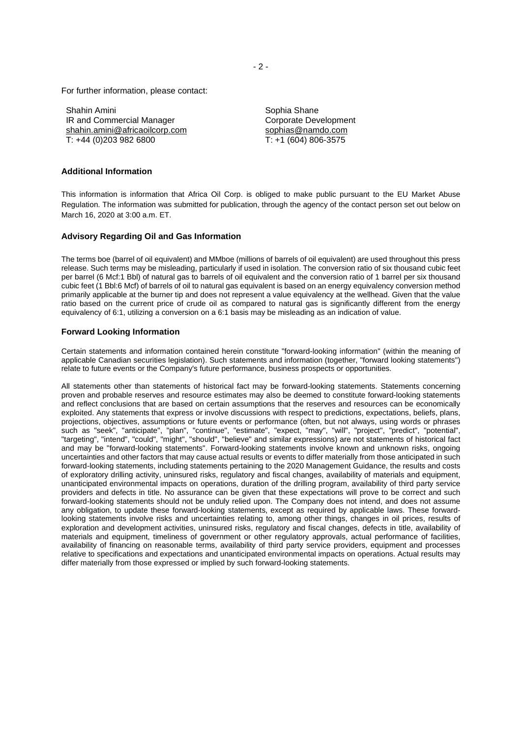For further information, please contact:

Shahin Amini
IR and Commercial Manager
shahin.amini@africaoilcorp.com
T: +44 (0)203 982 6800

Sophia Shane
Corporate Development
sophias@namdo.com
T: +1 (604) 806-3575

## Additional Information

This information is information that Africa Oil Corp. is obliged to make public pursuant to the EU Market Abuse Regulation. The information was submitted for publication, through the agency of the contact person set out below on March 16, 2020 at 3:00 a.m. ET.

## Advisory Regarding Oil and Gas Information

The terms boe (barrel of oil equivalent) and MMboe (millions of barrels of oil equivalent) are used throughout this press release. Such terms may be misleading, particularly if used in isolation. The conversion ratio of six thousand cubic feet per barrel (6 Mcf:1 Bbl) of natural gas to barrels of oil equivalent and the conversion ratio of 1 barrel per six thousand cubic feet (1 Bbl:6 Mcf) of barrels of oil to natural gas equivalent is based on an energy equivalency conversion method primarily applicable at the burner tip and does not represent a value equivalency at the wellhead. Given that the value ratio based on the current price of crude oil as compared to natural gas is significantly different from the energy equivalency of 6:1, utilizing a conversion on a 6:1 basis may be misleading as an indication of value.

## Forward Looking Information

Certain statements and information contained herein constitute "forward-looking information" (within the meaning of applicable Canadian securities legislation). Such statements and information (together, "forward looking statements") relate to future events or the Company's future performance, business prospects or opportunities.

All statements other than statements of historical fact may be forward-looking statements. Statements concerning proven and probable reserves and resource estimates may also be deemed to constitute forward-looking statements and reflect conclusions that are based on certain assumptions that the reserves and resources can be economically exploited. Any statements that express or involve discussions with respect to predictions, expectations, beliefs, plans, projections, objectives, assumptions or future events or performance (often, but not always, using words or phrases such as "seek", "anticipate", "plan", "continue", "estimate", "expect, "may", "will", "project", "predict", "potential", "targeting", "intend", "could", "might", "should", "believe" and similar expressions) are not statements of historical fact and may be "forward-looking statements". Forward-looking statements involve known and unknown risks, ongoing uncertainties and other factors that may cause actual results or events to differ materially from those anticipated in such forward-looking statements, including statements pertaining to the 2020 Management Guidance, the results and costs of exploratory drilling activity, uninsured risks, regulatory and fiscal changes, availability of materials and equipment, unanticipated environmental impacts on operations, duration of the drilling program, availability of third party service providers and defects in title. No assurance can be given that these expectations will prove to be correct and such forward-looking statements should not be unduly relied upon. The Company does not intend, and does not assume any obligation, to update these forward-looking statements, except as required by applicable laws. These forward-looking statements involve risks and uncertainties relating to, among other things, changes in oil prices, results of exploration and development activities, uninsured risks, regulatory and fiscal changes, defects in title, availability of materials and equipment, timeliness of government or other regulatory approvals, actual performance of facilities, availability of financing on reasonable terms, availability of third party service providers, equipment and processes relative to specifications and expectations and unanticipated environmental impacts on operations. Actual results may differ materially from those expressed or implied by such forward-looking statements.